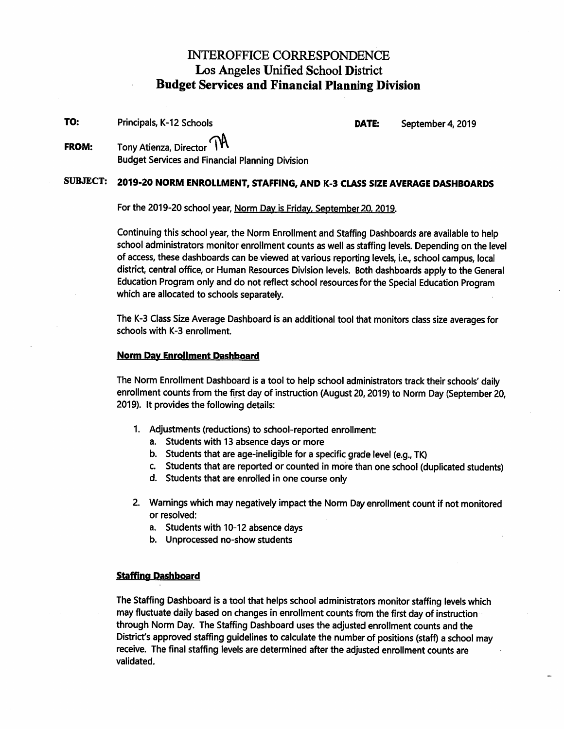# INTEROFFICE CORRESPONDENCE
## Los Angeles Unified School District
## Budget Services and Financial Planning Division

**TO:** Principals, K-12 Schools

**DATE:** September 4, 2019

**FROM:** Tony Atienza, Director TA
Budget Services and Financial Planning Division

**SUBJECT: 2019-20 NORM ENROLLMENT, STAFFING, AND K-3 CLASS SIZE AVERAGE DASHBOARDS**

For the 2019-20 school year, Norm Day is Friday, September 20, 2019.

Continuing this school year, the Norm Enrollment and Staffing Dashboards are available to help school administrators monitor enrollment counts as well as staffing levels. Depending on the level of access, these dashboards can be viewed at various reporting levels, i.e., school campus, local district, central office, or Human Resources Division levels. Both dashboards apply to the General Education Program only and do not reflect school resources for the Special Education Program which are allocated to schools separately.

The K-3 Class Size Average Dashboard is an additional tool that monitors class size averages for schools with K-3 enrollment.

### Norm Day Enrollment Dashboard

The Norm Enrollment Dashboard is a tool to help school administrators track their schools' daily enrollment counts from the first day of instruction (August 20, 2019) to Norm Day (September 20, 2019). It provides the following details:

1. Adjustments (reductions) to school-reported enrollment:
   a. Students with 13 absence days or more
   b. Students that are age-ineligible for a specific grade level (e.g., TK)
   c. Students that are reported or counted in more than one school (duplicated students)
   d. Students that are enrolled in one course only

2. Warnings which may negatively impact the Norm Day enrollment count if not monitored or resolved:
   a. Students with 10-12 absence days
   b. Unprocessed no-show students

### Staffing Dashboard

The Staffing Dashboard is a tool that helps school administrators monitor staffing levels which may fluctuate daily based on changes in enrollment counts from the first day of instruction through Norm Day. The Staffing Dashboard uses the adjusted enrollment counts and the District's approved staffing guidelines to calculate the number of positions (staff) a school may receive. The final staffing levels are determined after the adjusted enrollment counts are validated.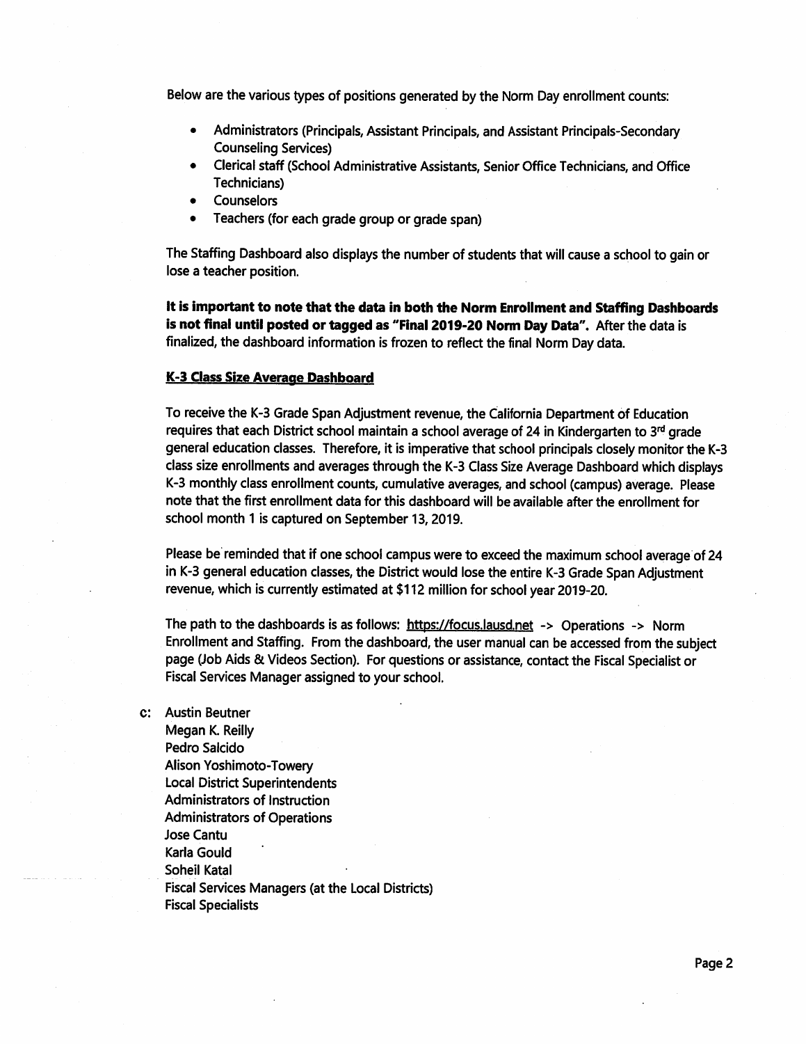Below are the various types of positions generated by the Norm Day enrollment counts:

- Administrators (Principals, Assistant Principals, and Assistant Principals-Secondary Counseling Services)
- Clerical staff (School Administrative Assistants, Senior Office Technicians, and Office Technicians)
- Counselors
- Teachers (for each grade group or grade span)

The Staffing Dashboard also displays the number of students that will cause a school to gain or lose a teacher position.

**It is important to note that the data in both the Norm Enrollment and Staffing Dashboards is not final until posted or tagged as "Final 2019-20 Norm Day Data".** After the data is finalized, the dashboard information is frozen to reflect the final Norm Day data.

**K-3 Class Size Average Dashboard**

To receive the K-3 Grade Span Adjustment revenue, the California Department of Education requires that each District school maintain a school average of 24 in Kindergarten to 3rd grade general education classes. Therefore, it is imperative that school principals closely monitor the K-3 class size enrollments and averages through the K-3 Class Size Average Dashboard which displays K-3 monthly class enrollment counts, cumulative averages, and school (campus) average. Please note that the first enrollment data for this dashboard will be available after the enrollment for school month 1 is captured on September 13, 2019.

Please be reminded that if one school campus were to exceed the maximum school average of 24 in K-3 general education classes, the District would lose the entire K-3 Grade Span Adjustment revenue, which is currently estimated at $112 million for school year 2019-20.

The path to the dashboards is as follows: https://focus.lausd.net -> Operations -> Norm Enrollment and Staffing. From the dashboard, the user manual can be accessed from the subject page (Job Aids & Videos Section). For questions or assistance, contact the Fiscal Specialist or Fiscal Services Manager assigned to your school.

c: Austin Beutner
Megan K. Reilly
Pedro Salcido
Alison Yoshimoto-Towery
Local District Superintendents
Administrators of Instruction
Administrators of Operations
Jose Cantu
Karla Gould
Soheil Katal
Fiscal Services Managers (at the Local Districts)
Fiscal Specialists